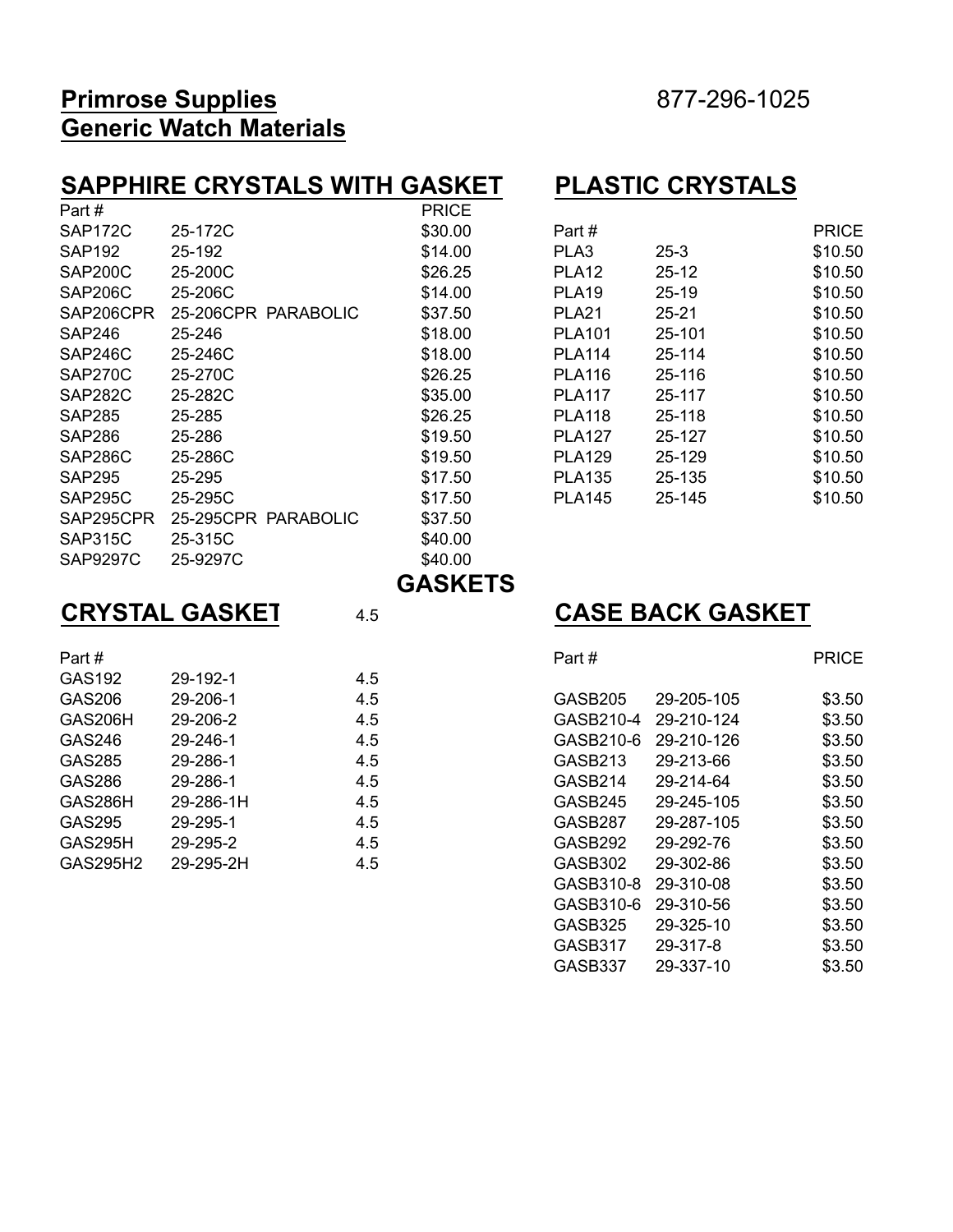**Primrose Supplies** 877-296-1025

**Generic Watch Materials**

## SAPPHIRE CRYSTALS WITH GASKET

| Part # | | PRICE |
|---|---|---|
| SAP172C | 25-172C | $30.00 |
| SAP192 | 25-192 | $14.00 |
| SAP200C | 25-200C | $26.25 |
| SAP206C | 25-206C | $14.00 |
| SAP206CPR | 25-206CPR PARABOLIC | $37.50 |
| SAP246 | 25-246 | $18.00 |
| SAP246C | 25-246C | $18.00 |
| SAP270C | 25-270C | $26.25 |
| SAP282C | 25-282C | $35.00 |
| SAP285 | 25-285 | $26.25 |
| SAP286 | 25-286 | $19.50 |
| SAP286C | 25-286C | $19.50 |
| SAP295 | 25-295 | $17.50 |
| SAP295C | 25-295C | $17.50 |
| SAP295CPR | 25-295CPR PARABOLIC | $37.50 |
| SAP315C | 25-315C | $40.00 |
| SAP9297C | 25-9297C | $40.00 |

## PLASTIC CRYSTALS

| Part # | | PRICE |
|---|---|---|
| PLA3 | 25-3 | $10.50 |
| PLA12 | 25-12 | $10.50 |
| PLA19 | 25-19 | $10.50 |
| PLA21 | 25-21 | $10.50 |
| PLA101 | 25-101 | $10.50 |
| PLA114 | 25-114 | $10.50 |
| PLA116 | 25-116 | $10.50 |
| PLA117 | 25-117 | $10.50 |
| PLA118 | 25-118 | $10.50 |
| PLA127 | 25-127 | $10.50 |
| PLA129 | 25-129 | $10.50 |
| PLA135 | 25-135 | $10.50 |
| PLA145 | 25-145 | $10.50 |

## GASKETS

### CRYSTAL GASKET 4.5

| Part # | | |
|---|---|---|
| GAS192 | 29-192-1 | 4.5 |
| GAS206 | 29-206-1 | 4.5 |
| GAS206H | 29-206-2 | 4.5 |
| GAS246 | 29-246-1 | 4.5 |
| GAS285 | 29-286-1 | 4.5 |
| GAS286 | 29-286-1 | 4.5 |
| GAS286H | 29-286-1H | 4.5 |
| GAS295 | 29-295-1 | 4.5 |
| GAS295H | 29-295-2 | 4.5 |
| GAS295H2 | 29-295-2H | 4.5 |

### CASE BACK GASKET

| Part # | | PRICE |
|---|---|---|
| GASB205 | 29-205-105 | $3.50 |
| GASB210-4 | 29-210-124 | $3.50 |
| GASB210-6 | 29-210-126 | $3.50 |
| GASB213 | 29-213-66 | $3.50 |
| GASB214 | 29-214-64 | $3.50 |
| GASB245 | 29-245-105 | $3.50 |
| GASB287 | 29-287-105 | $3.50 |
| GASB292 | 29-292-76 | $3.50 |
| GASB302 | 29-302-86 | $3.50 |
| GASB310-8 | 29-310-08 | $3.50 |
| GASB310-6 | 29-310-56 | $3.50 |
| GASB325 | 29-325-10 | $3.50 |
| GASB317 | 29-317-8 | $3.50 |
| GASB337 | 29-337-10 | $3.50 |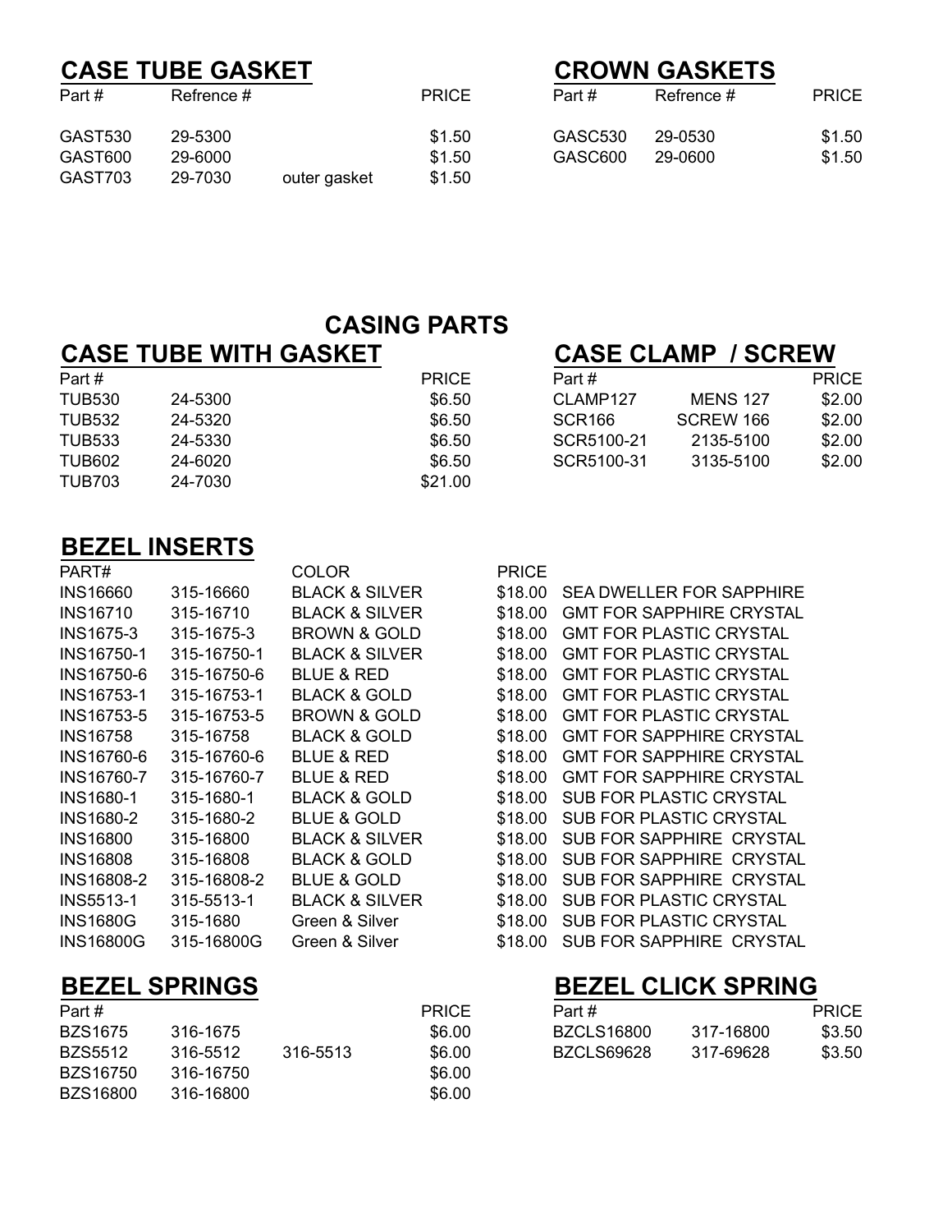## CASE TUBE GASKET

| Part # | Refrence # | | PRICE |
|---|---|---|---|
| GAST530 | 29-5300 | | $1.50 |
| GAST600 | 29-6000 | | $1.50 |
| GAST703 | 29-7030 | outer gasket | $1.50 |

## CROWN GASKETS

| Part # | Refrence # | PRICE |
|---|---|---|
| GASC530 | 29-0530 | $1.50 |
| GASC600 | 29-0600 | $1.50 |

# CASING PARTS

## CASE TUBE WITH GASKET

| Part # | | PRICE |
|---|---|---|
| TUB530 | 24-5300 | $6.50 |
| TUB532 | 24-5320 | $6.50 |
| TUB533 | 24-5330 | $6.50 |
| TUB602 | 24-6020 | $6.50 |
| TUB703 | 24-7030 | $21.00 |

## CASE CLAMP / SCREW

| Part # | | PRICE |
|---|---|---|
| CLAMP127 | MENS 127 | $2.00 |
| SCR166 | SCREW 166 | $2.00 |
| SCR5100-21 | 2135-5100 | $2.00 |
| SCR5100-31 | 3135-5100 | $2.00 |

## BEZEL INSERTS

| PART# | | COLOR | PRICE | |
|---|---|---|---|---|
| INS16660 | 315-16660 | BLACK & SILVER | $18.00 | SEA DWELLER FOR SAPPHIRE |
| INS16710 | 315-16710 | BLACK & SILVER | $18.00 | GMT FOR SAPPHIRE CRYSTAL |
| INS1675-3 | 315-1675-3 | BROWN & GOLD | $18.00 | GMT FOR PLASTIC CRYSTAL |
| INS16750-1 | 315-16750-1 | BLACK & SILVER | $18.00 | GMT FOR PLASTIC CRYSTAL |
| INS16750-6 | 315-16750-6 | BLUE & RED | $18.00 | GMT FOR PLASTIC CRYSTAL |
| INS16753-1 | 315-16753-1 | BLACK & GOLD | $18.00 | GMT FOR PLASTIC CRYSTAL |
| INS16753-5 | 315-16753-5 | BROWN & GOLD | $18.00 | GMT FOR PLASTIC CRYSTAL |
| INS16758 | 315-16758 | BLACK & GOLD | $18.00 | GMT FOR SAPPHIRE CRYSTAL |
| INS16760-6 | 315-16760-6 | BLUE & RED | $18.00 | GMT FOR SAPPHIRE CRYSTAL |
| INS16760-7 | 315-16760-7 | BLUE & RED | $18.00 | GMT FOR SAPPHIRE CRYSTAL |
| INS1680-1 | 315-1680-1 | BLACK & GOLD | $18.00 | SUB FOR PLASTIC CRYSTAL |
| INS1680-2 | 315-1680-2 | BLUE & GOLD | $18.00 | SUB FOR PLASTIC CRYSTAL |
| INS16800 | 315-16800 | BLACK & SILVER | $18.00 | SUB FOR SAPPHIRE CRYSTAL |
| INS16808 | 315-16808 | BLACK & GOLD | $18.00 | SUB FOR SAPPHIRE CRYSTAL |
| INS16808-2 | 315-16808-2 | BLUE & GOLD | $18.00 | SUB FOR SAPPHIRE CRYSTAL |
| INS5513-1 | 315-5513-1 | BLACK & SILVER | $18.00 | SUB FOR PLASTIC CRYSTAL |
| INS1680G | 315-1680 | Green & Silver | $18.00 | SUB FOR PLASTIC CRYSTAL |
| INS16800G | 315-16800G | Green & Silver | $18.00 | SUB FOR SAPPHIRE CRYSTAL |

## BEZEL SPRINGS

| Part # | | | PRICE |
|---|---|---|---|
| BZS1675 | 316-1675 | | $6.00 |
| BZS5512 | 316-5512 | 316-5513 | $6.00 |
| BZS16750 | 316-16750 | | $6.00 |
| BZS16800 | 316-16800 | | $6.00 |

## BEZEL CLICK SPRING

| Part # | | PRICE |
|---|---|---|
| BZCLS16800 | 317-16800 | $3.50 |
| BZCLS69628 | 317-69628 | $3.50 |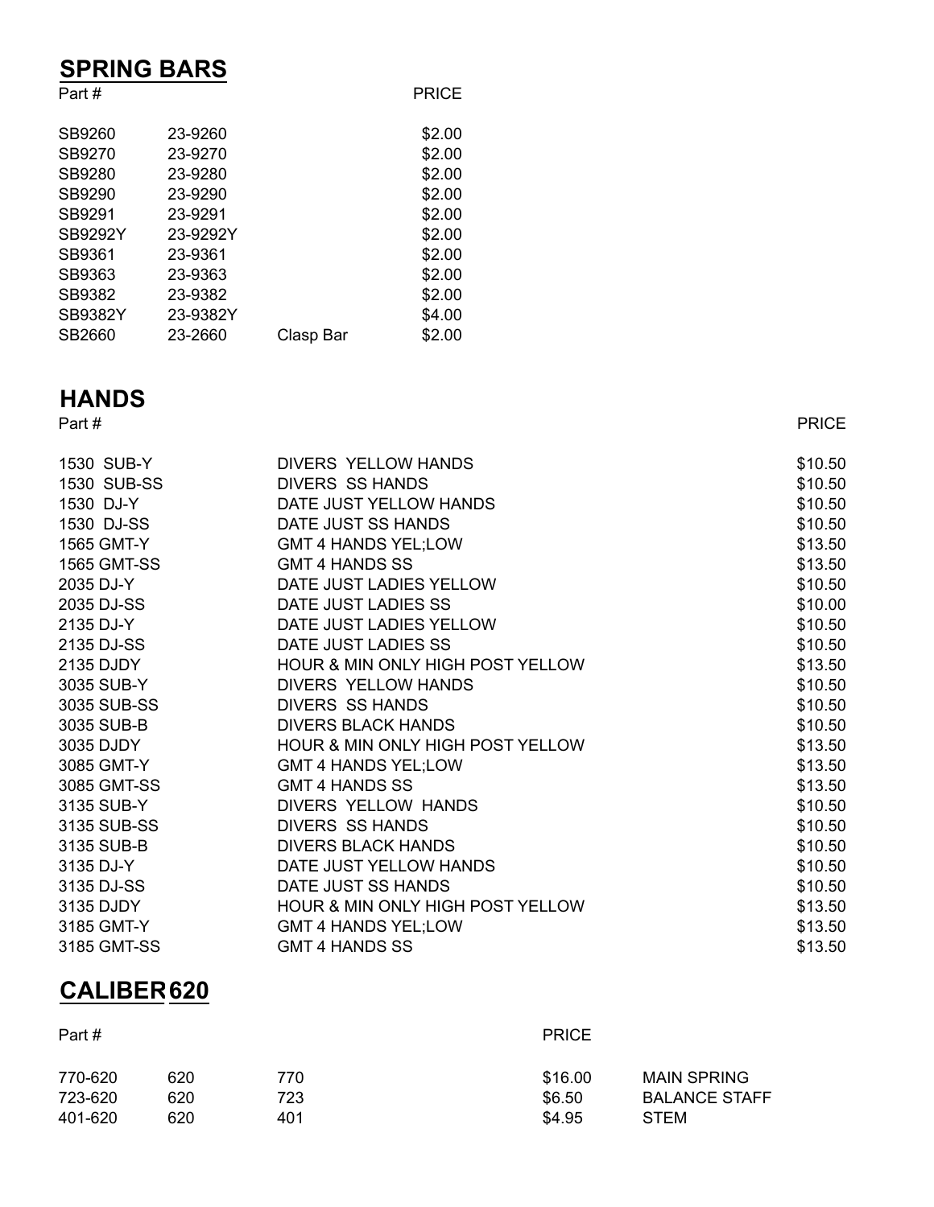## SPRING BARS

| Part # | | | PRICE |
|---|---|---|---|
| SB9260 | 23-9260 | | $2.00 |
| SB9270 | 23-9270 | | $2.00 |
| SB9280 | 23-9280 | | $2.00 |
| SB9290 | 23-9290 | | $2.00 |
| SB9291 | 23-9291 | | $2.00 |
| SB9292Y | 23-9292Y | | $2.00 |
| SB9361 | 23-9361 | | $2.00 |
| SB9363 | 23-9363 | | $2.00 |
| SB9382 | 23-9382 | | $2.00 |
| SB9382Y | 23-9382Y | | $4.00 |
| SB2660 | 23-2660 | Clasp Bar | $2.00 |

## HANDS

| Part # | | PRICE |
|---|---|---|
| 1530 SUB-Y | DIVERS YELLOW HANDS | $10.50 |
| 1530 SUB-SS | DIVERS SS HANDS | $10.50 |
| 1530 DJ-Y | DATE JUST YELLOW HANDS | $10.50 |
| 1530 DJ-SS | DATE JUST SS HANDS | $10.50 |
| 1565 GMT-Y | GMT 4 HANDS YEL;LOW | $13.50 |
| 1565 GMT-SS | GMT 4 HANDS SS | $13.50 |
| 2035 DJ-Y | DATE JUST LADIES YELLOW | $10.50 |
| 2035 DJ-SS | DATE JUST LADIES SS | $10.00 |
| 2135 DJ-Y | DATE JUST LADIES YELLOW | $10.50 |
| 2135 DJ-SS | DATE JUST LADIES SS | $10.50 |
| 2135 DJDY | HOUR & MIN ONLY HIGH POST YELLOW | $13.50 |
| 3035 SUB-Y | DIVERS YELLOW HANDS | $10.50 |
| 3035 SUB-SS | DIVERS SS HANDS | $10.50 |
| 3035 SUB-B | DIVERS BLACK HANDS | $10.50 |
| 3035 DJDY | HOUR & MIN ONLY HIGH POST YELLOW | $13.50 |
| 3085 GMT-Y | GMT 4 HANDS YEL;LOW | $13.50 |
| 3085 GMT-SS | GMT 4 HANDS SS | $13.50 |
| 3135 SUB-Y | DIVERS YELLOW HANDS | $10.50 |
| 3135 SUB-SS | DIVERS SS HANDS | $10.50 |
| 3135 SUB-B | DIVERS BLACK HANDS | $10.50 |
| 3135 DJ-Y | DATE JUST YELLOW HANDS | $10.50 |
| 3135 DJ-SS | DATE JUST SS HANDS | $10.50 |
| 3135 DJDY | HOUR & MIN ONLY HIGH POST YELLOW | $13.50 |
| 3185 GMT-Y | GMT 4 HANDS YEL;LOW | $13.50 |
| 3185 GMT-SS | GMT 4 HANDS SS | $13.50 |

## CALIBER 620

| Part # | | | PRICE | |
|---|---|---|---|---|
| 770-620 | 620 | 770 | $16.00 | MAIN SPRING |
| 723-620 | 620 | 723 | $6.50 | BALANCE STAFF |
| 401-620 | 620 | 401 | $4.95 | STEM |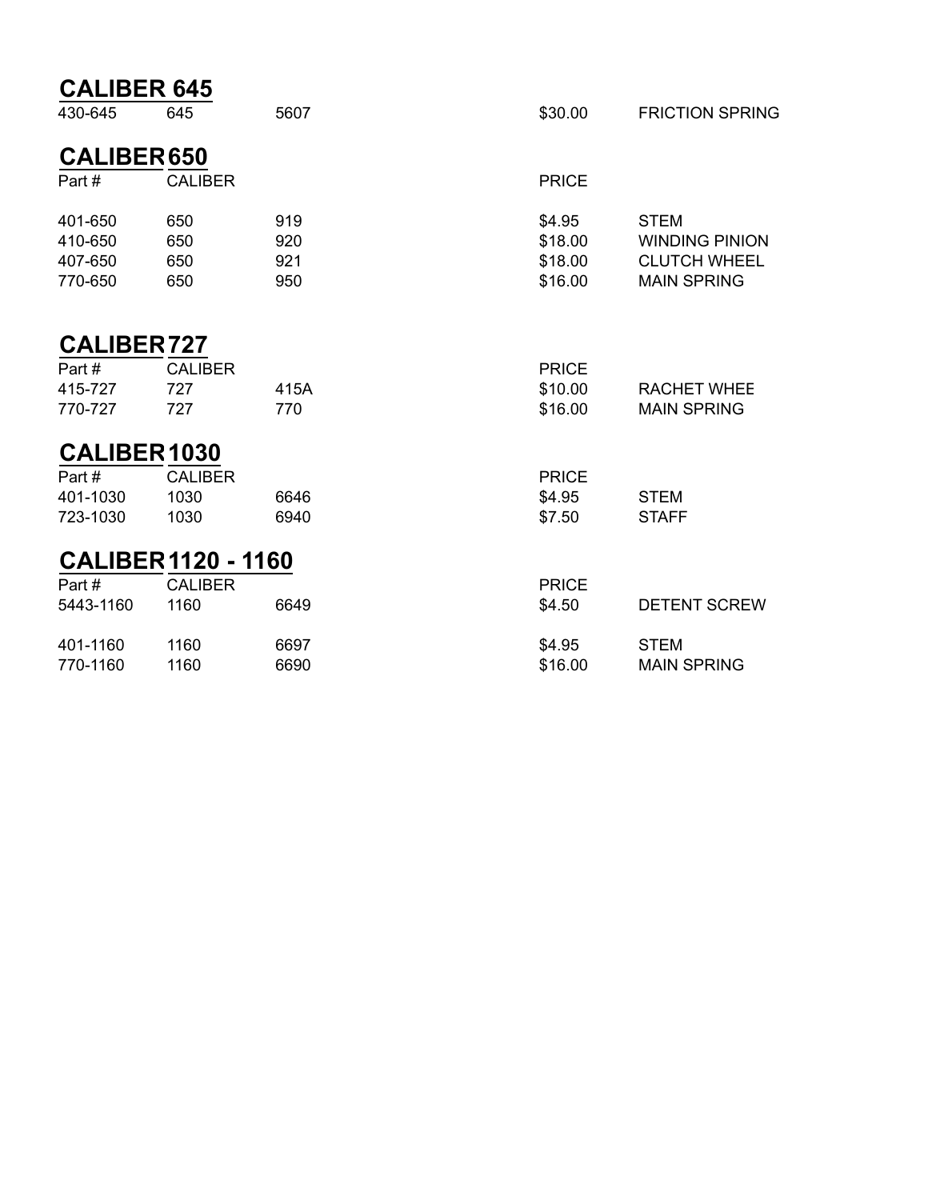## CALIBER 645

| | | | | |
|---|---|---|---|---|
| 430-645 | 645 | 5607 | $30.00 | FRICTION SPRING |

## CALIBER 650

| Part # | CALIBER | | PRICE | |
|---|---|---|---|---|
| 401-650 | 650 | 919 | $4.95 | STEM |
| 410-650 | 650 | 920 | $18.00 | WINDING PINION |
| 407-650 | 650 | 921 | $18.00 | CLUTCH WHEEL |
| 770-650 | 650 | 950 | $16.00 | MAIN SPRING |

## CALIBER 727

| Part # | CALIBER | | PRICE | |
|---|---|---|---|---|
| 415-727 | 727 | 415A | $10.00 | RACHET WHEE |
| 770-727 | 727 | 770 | $16.00 | MAIN SPRING |

## CALIBER 1030

| Part # | CALIBER | | PRICE | |
|---|---|---|---|---|
| 401-1030 | 1030 | 6646 | $4.95 | STEM |
| 723-1030 | 1030 | 6940 | $7.50 | STAFF |

## CALIBER 1120 - 1160

| Part # | CALIBER | | PRICE | |
|---|---|---|---|---|
| 5443-1160 | 1160 | 6649 | $4.50 | DETENT SCREW |
| 401-1160 | 1160 | 6697 | $4.95 | STEM |
| 770-1160 | 1160 | 6690 | $16.00 | MAIN SPRING |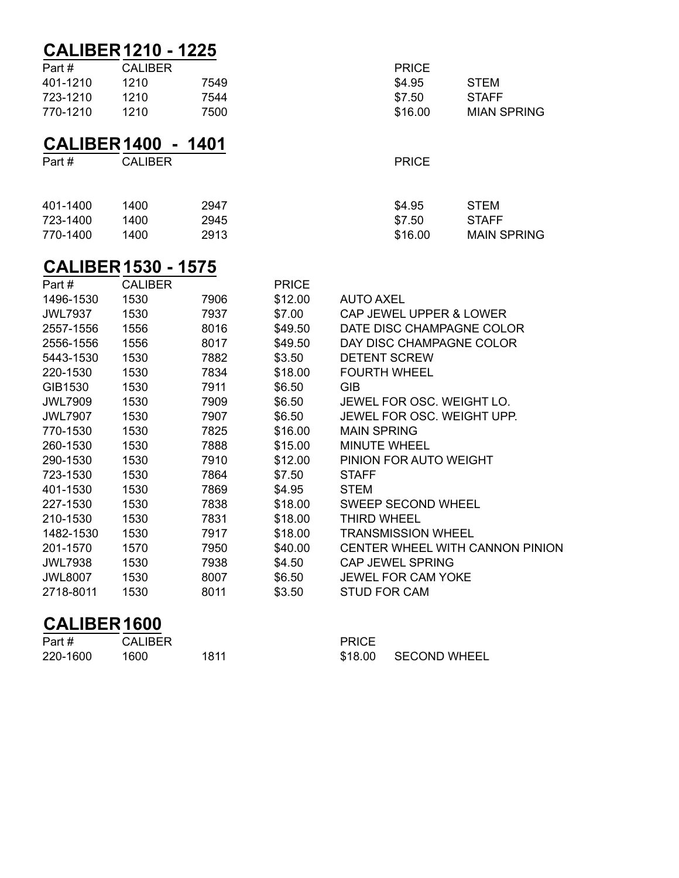## CALIBER 1210 - 1225

| Part # | CALIBER | | PRICE | |
|---|---|---|---|---|
| 401-1210 | 1210 | 7549 | $4.95 | STEM |
| 723-1210 | 1210 | 7544 | $7.50 | STAFF |
| 770-1210 | 1210 | 7500 | $16.00 | MIAN SPRING |

## CALIBER 1400 - 1401

| Part # | CALIBER | | PRICE | |
|---|---|---|---|---|
| 401-1400 | 1400 | 2947 | $4.95 | STEM |
| 723-1400 | 1400 | 2945 | $7.50 | STAFF |
| 770-1400 | 1400 | 2913 | $16.00 | MAIN SPRING |

## CALIBER 1530 - 1575

| Part # | CALIBER | | PRICE | |
|---|---|---|---|---|
| 1496-1530 | 1530 | 7906 | $12.00 | AUTO AXEL |
| JWL7937 | 1530 | 7937 | $7.00 | CAP JEWEL UPPER & LOWER |
| 2557-1556 | 1556 | 8016 | $49.50 | DATE DISC CHAMPAGNE COLOR |
| 2556-1556 | 1556 | 8017 | $49.50 | DAY DISC CHAMPAGNE COLOR |
| 5443-1530 | 1530 | 7882 | $3.50 | DETENT SCREW |
| 220-1530 | 1530 | 7834 | $18.00 | FOURTH WHEEL |
| GIB1530 | 1530 | 7911 | $6.50 | GIB |
| JWL7909 | 1530 | 7909 | $6.50 | JEWEL FOR OSC. WEIGHT LO. |
| JWL7907 | 1530 | 7907 | $6.50 | JEWEL FOR OSC. WEIGHT UPP. |
| 770-1530 | 1530 | 7825 | $16.00 | MAIN SPRING |
| 260-1530 | 1530 | 7888 | $15.00 | MINUTE WHEEL |
| 290-1530 | 1530 | 7910 | $12.00 | PINION FOR AUTO WEIGHT |
| 723-1530 | 1530 | 7864 | $7.50 | STAFF |
| 401-1530 | 1530 | 7869 | $4.95 | STEM |
| 227-1530 | 1530 | 7838 | $18.00 | SWEEP SECOND WHEEL |
| 210-1530 | 1530 | 7831 | $18.00 | THIRD WHEEL |
| 1482-1530 | 1530 | 7917 | $18.00 | TRANSMISSION WHEEL |
| 201-1570 | 1570 | 7950 | $40.00 | CENTER WHEEL WITH CANNON PINION |
| JWL7938 | 1530 | 7938 | $4.50 | CAP JEWEL SPRING |
| JWL8007 | 1530 | 8007 | $6.50 | JEWEL FOR CAM YOKE |
| 2718-8011 | 1530 | 8011 | $3.50 | STUD FOR CAM |

## CALIBER 1600

| Part # | CALIBER | | PRICE | |
|---|---|---|---|---|
| 220-1600 | 1600 | 1811 | $18.00 | SECOND WHEEL |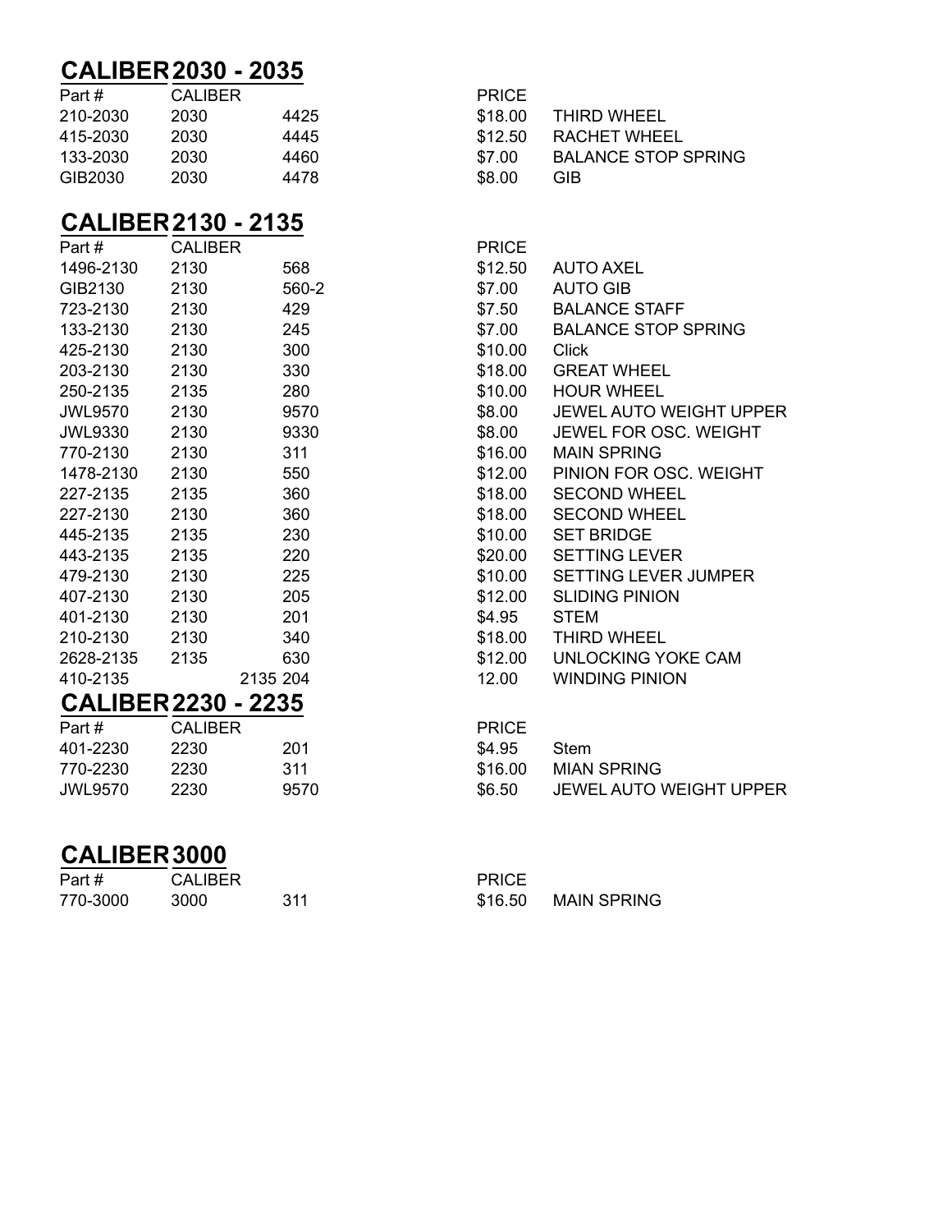## CALIBER 2030 - 2035

| Part # | CALIBER | | PRICE | |
|---|---|---|---|---|
| 210-2030 | 2030 | 4425 | $18.00 | THIRD WHEEL |
| 415-2030 | 2030 | 4445 | $12.50 | RACHET WHEEL |
| 133-2030 | 2030 | 4460 | $7.00 | BALANCE STOP SPRING |
| GIB2030 | 2030 | 4478 | $8.00 | GIB |

## CALIBER 2130 - 2135

| Part # | CALIBER | | PRICE | |
|---|---|---|---|---|
| 1496-2130 | 2130 | 568 | $12.50 | AUTO AXEL |
| GIB2130 | 2130 | 560-2 | $7.00 | AUTO GIB |
| 723-2130 | 2130 | 429 | $7.50 | BALANCE STAFF |
| 133-2130 | 2130 | 245 | $7.00 | BALANCE STOP SPRING |
| 425-2130 | 2130 | 300 | $10.00 | Click |
| 203-2130 | 2130 | 330 | $18.00 | GREAT WHEEL |
| 250-2135 | 2135 | 280 | $10.00 | HOUR WHEEL |
| JWL9570 | 2130 | 9570 | $8.00 | JEWEL AUTO WEIGHT UPPER |
| JWL9330 | 2130 | 9330 | $8.00 | JEWEL FOR OSC. WEIGHT |
| 770-2130 | 2130 | 311 | $16.00 | MAIN SPRING |
| 1478-2130 | 2130 | 550 | $12.00 | PINION FOR OSC. WEIGHT |
| 227-2135 | 2135 | 360 | $18.00 | SECOND WHEEL |
| 227-2130 | 2130 | 360 | $18.00 | SECOND WHEEL |
| 445-2135 | 2135 | 230 | $10.00 | SET BRIDGE |
| 443-2135 | 2135 | 220 | $20.00 | SETTING LEVER |
| 479-2130 | 2130 | 225 | $10.00 | SETTING LEVER JUMPER |
| 407-2130 | 2130 | 205 | $12.00 | SLIDING PINION |
| 401-2130 | 2130 | 201 | $4.95 | STEM |
| 210-2130 | 2130 | 340 | $18.00 | THIRD WHEEL |
| 2628-2135 | 2135 | 630 | $12.00 | UNLOCKING YOKE CAM |
| 410-2135 | | 2135 204 | 12.00 | WINDING PINION |

## CALIBER 2230 - 2235

| Part # | CALIBER | | PRICE | |
|---|---|---|---|---|
| 401-2230 | 2230 | 201 | $4.95 | Stem |
| 770-2230 | 2230 | 311 | $16.00 | MIAN SPRING |
| JWL9570 | 2230 | 9570 | $6.50 | JEWEL AUTO WEIGHT UPPER |

## CALIBER 3000

| Part # | CALIBER | | PRICE | |
|---|---|---|---|---|
| 770-3000 | 3000 | 311 | $16.50 | MAIN SPRING |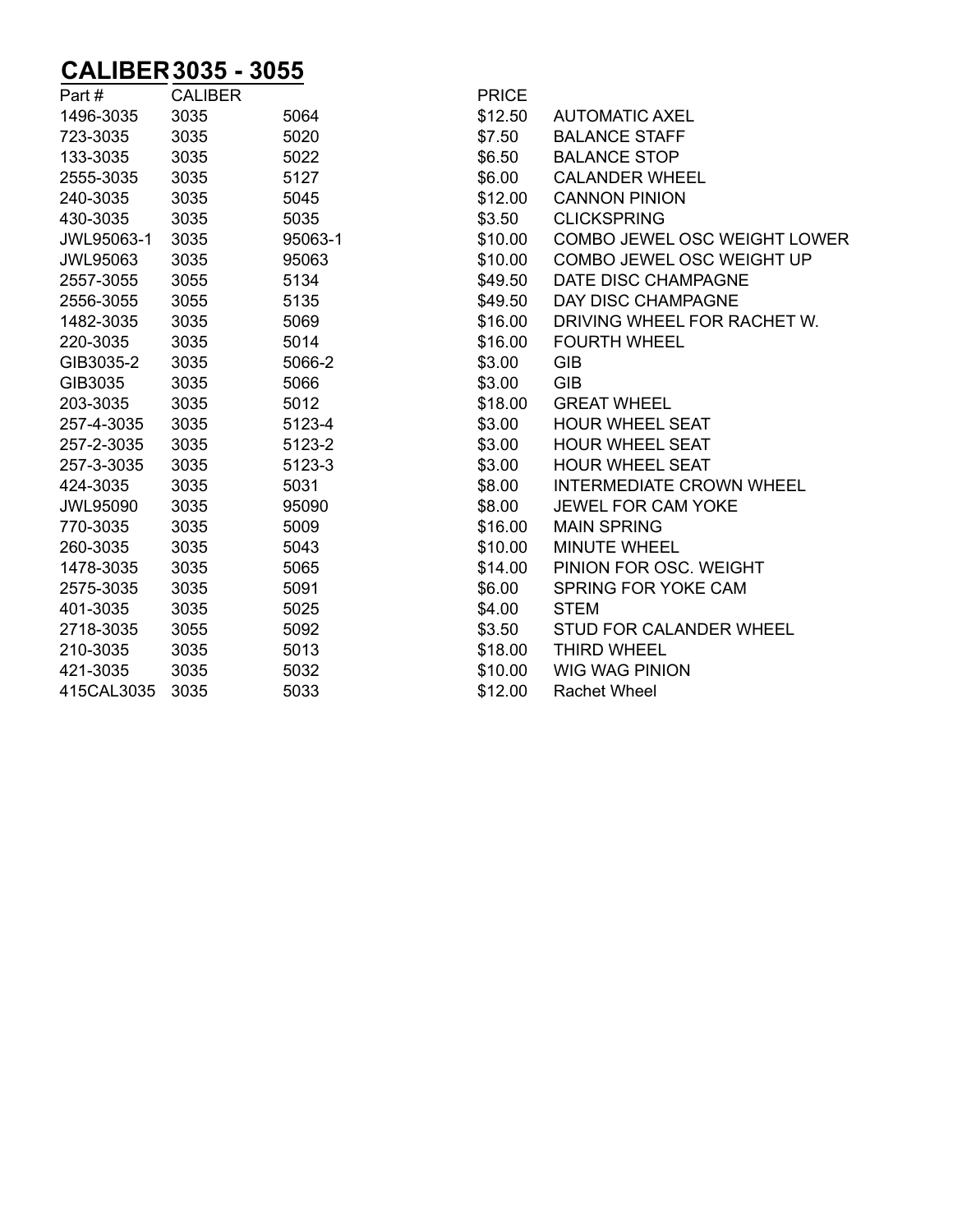# CALIBER 3035 - 3055

| Part # | CALIBER | | PRICE | |
|---|---|---|---|---|
| 1496-3035 | 3035 | 5064 | $12.50 | AUTOMATIC AXEL |
| 723-3035 | 3035 | 5020 | $7.50 | BALANCE STAFF |
| 133-3035 | 3035 | 5022 | $6.50 | BALANCE STOP |
| 2555-3035 | 3035 | 5127 | $6.00 | CALANDER WHEEL |
| 240-3035 | 3035 | 5045 | $12.00 | CANNON PINION |
| 430-3035 | 3035 | 5035 | $3.50 | CLICKSPRING |
| JWL95063-1 | 3035 | 95063-1 | $10.00 | COMBO JEWEL OSC WEIGHT LOWER |
| JWL95063 | 3035 | 95063 | $10.00 | COMBO JEWEL OSC WEIGHT UP |
| 2557-3055 | 3055 | 5134 | $49.50 | DATE DISC CHAMPAGNE |
| 2556-3055 | 3055 | 5135 | $49.50 | DAY DISC CHAMPAGNE |
| 1482-3035 | 3035 | 5069 | $16.00 | DRIVING WHEEL FOR RACHET W. |
| 220-3035 | 3035 | 5014 | $16.00 | FOURTH WHEEL |
| GIB3035-2 | 3035 | 5066-2 | $3.00 | GIB |
| GIB3035 | 3035 | 5066 | $3.00 | GIB |
| 203-3035 | 3035 | 5012 | $18.00 | GREAT WHEEL |
| 257-4-3035 | 3035 | 5123-4 | $3.00 | HOUR WHEEL SEAT |
| 257-2-3035 | 3035 | 5123-2 | $3.00 | HOUR WHEEL SEAT |
| 257-3-3035 | 3035 | 5123-3 | $3.00 | HOUR WHEEL SEAT |
| 424-3035 | 3035 | 5031 | $8.00 | INTERMEDIATE CROWN WHEEL |
| JWL95090 | 3035 | 95090 | $8.00 | JEWEL FOR CAM YOKE |
| 770-3035 | 3035 | 5009 | $16.00 | MAIN SPRING |
| 260-3035 | 3035 | 5043 | $10.00 | MINUTE WHEEL |
| 1478-3035 | 3035 | 5065 | $14.00 | PINION FOR OSC. WEIGHT |
| 2575-3035 | 3035 | 5091 | $6.00 | SPRING FOR YOKE CAM |
| 401-3035 | 3035 | 5025 | $4.00 | STEM |
| 2718-3035 | 3055 | 5092 | $3.50 | STUD FOR CALANDER WHEEL |
| 210-3035 | 3035 | 5013 | $18.00 | THIRD WHEEL |
| 421-3035 | 3035 | 5032 | $10.00 | WIG WAG PINION |
| 415CAL3035 | 3035 | 5033 | $12.00 | Rachet Wheel |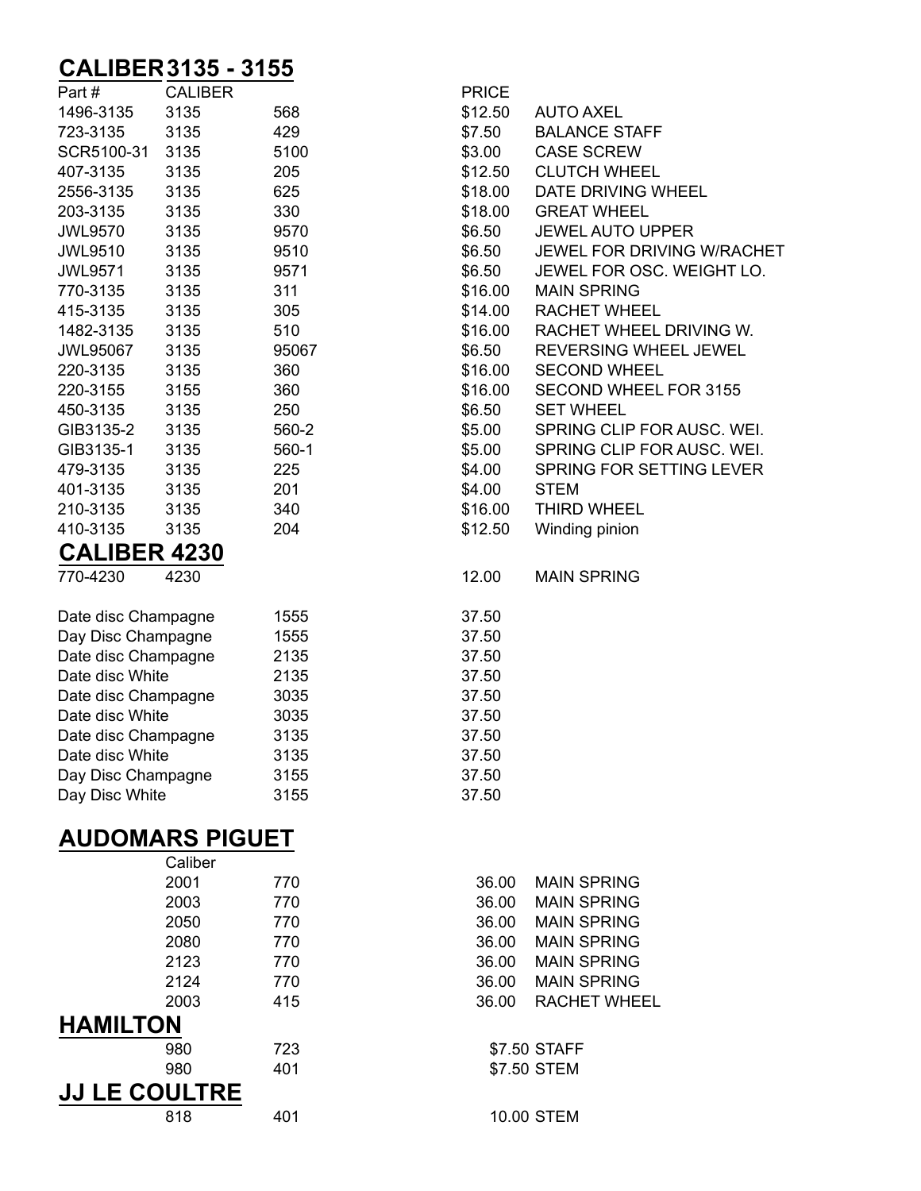## CALIBER 3135 - 3155

| Part # | CALIBER | | PRICE | |
|---|---|---|---|---|
| 1496-3135 | 3135 | 568 | $12.50 | AUTO AXEL |
| 723-3135 | 3135 | 429 | $7.50 | BALANCE STAFF |
| SCR5100-31 | 3135 | 5100 | $3.00 | CASE SCREW |
| 407-3135 | 3135 | 205 | $12.50 | CLUTCH WHEEL |
| 2556-3135 | 3135 | 625 | $18.00 | DATE DRIVING WHEEL |
| 203-3135 | 3135 | 330 | $18.00 | GREAT WHEEL |
| JWL9570 | 3135 | 9570 | $6.50 | JEWEL AUTO UPPER |
| JWL9510 | 3135 | 9510 | $6.50 | JEWEL FOR DRIVING W/RACHET |
| JWL9571 | 3135 | 9571 | $6.50 | JEWEL FOR OSC. WEIGHT LO. |
| 770-3135 | 3135 | 311 | $16.00 | MAIN SPRING |
| 415-3135 | 3135 | 305 | $14.00 | RACHET WHEEL |
| 1482-3135 | 3135 | 510 | $16.00 | RACHET WHEEL DRIVING W. |
| JWL95067 | 3135 | 95067 | $6.50 | REVERSING WHEEL JEWEL |
| 220-3135 | 3135 | 360 | $16.00 | SECOND WHEEL |
| 220-3155 | 3155 | 360 | $16.00 | SECOND WHEEL FOR 3155 |
| 450-3135 | 3135 | 250 | $6.50 | SET WHEEL |
| GIB3135-2 | 3135 | 560-2 | $5.00 | SPRING CLIP FOR AUSC. WEI. |
| GIB3135-1 | 3135 | 560-1 | $5.00 | SPRING CLIP FOR AUSC. WEI. |
| 479-3135 | 3135 | 225 | $4.00 | SPRING FOR SETTING LEVER |
| 401-3135 | 3135 | 201 | $4.00 | STEM |
| 210-3135 | 3135 | 340 | $16.00 | THIRD WHEEL |
| 410-3135 | 3135 | 204 | $12.50 | Winding pinion |

## CALIBER 4230

| | | | | |
|---|---|---|---|---|
| 770-4230 | 4230 | | 12.00 | MAIN SPRING |

| | | |
|---|---|---|
| Date disc Champagne | 1555 | 37.50 |
| Day Disc Champagne | 1555 | 37.50 |
| Date disc Champagne | 2135 | 37.50 |
| Date disc White | 2135 | 37.50 |
| Date disc Champagne | 3035 | 37.50 |
| Date disc White | 3035 | 37.50 |
| Date disc Champagne | 3135 | 37.50 |
| Date disc White | 3135 | 37.50 |
| Day Disc Champagne | 3155 | 37.50 |
| Day Disc White | 3155 | 37.50 |

## AUDOMARS PIGUET

| Caliber | | | |
|---|---|---|---|
| 2001 | 770 | 36.00 | MAIN SPRING |
| 2003 | 770 | 36.00 | MAIN SPRING |
| 2050 | 770 | 36.00 | MAIN SPRING |
| 2080 | 770 | 36.00 | MAIN SPRING |
| 2123 | 770 | 36.00 | MAIN SPRING |
| 2124 | 770 | 36.00 | MAIN SPRING |
| 2003 | 415 | 36.00 | RACHET WHEEL |

## HAMILTON

| | | | |
|---|---|---|---|
| 980 | 723 | $7.50 | STAFF |
| 980 | 401 | $7.50 | STEM |

## JJ LE COULTRE

| | | | |
|---|---|---|---|
| 818 | 401 | 10.00 | STEM |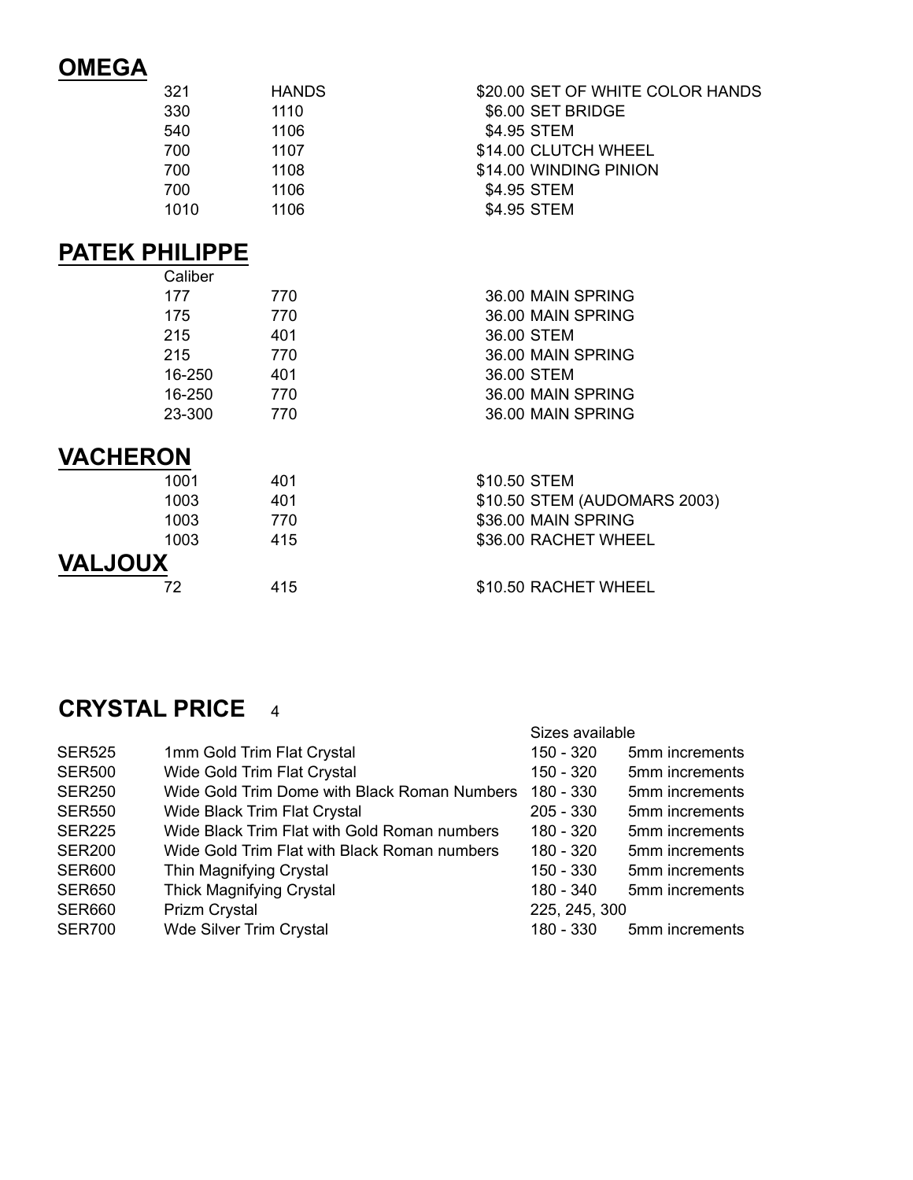## OMEGA

| | | |
|---|---|---|
| 321 | HANDS | \$20.00 SET OF WHITE COLOR HANDS |
| 330 | 1110 | \$6.00 SET BRIDGE |
| 540 | 1106 | \$4.95 STEM |
| 700 | 1107 | \$14.00 CLUTCH WHEEL |
| 700 | 1108 | \$14.00 WINDING PINION |
| 700 | 1106 | \$4.95 STEM |
| 1010 | 1106 | \$4.95 STEM |

## PATEK PHILIPPE

| Caliber | | |
|---|---|---|
| 177 | 770 | 36.00 MAIN SPRING |
| 175 | 770 | 36.00 MAIN SPRING |
| 215 | 401 | 36.00 STEM |
| 215 | 770 | 36.00 MAIN SPRING |
| 16-250 | 401 | 36.00 STEM |
| 16-250 | 770 | 36.00 MAIN SPRING |
| 23-300 | 770 | 36.00 MAIN SPRING |

## VACHERON

| | | |
|---|---|---|
| 1001 | 401 | \$10.50 STEM |
| 1003 | 401 | \$10.50 STEM (AUDOMARS 2003) |
| 1003 | 770 | \$36.00 MAIN SPRING |
| 1003 | 415 | \$36.00 RACHET WHEEL |

## VALJOUX

| | | |
|---|---|---|
| 72 | 415 | \$10.50 RACHET WHEEL |

## CRYSTAL PRICE 4

| | | Sizes available | |
|---|---|---|---|
| SER525 | 1mm Gold Trim Flat Crystal | 150 - 320 | 5mm increments |
| SER500 | Wide Gold Trim Flat Crystal | 150 - 320 | 5mm increments |
| SER250 | Wide Gold Trim Dome with Black Roman Numbers | 180 - 330 | 5mm increments |
| SER550 | Wide Black Trim Flat Crystal | 205 - 330 | 5mm increments |
| SER225 | Wide Black Trim Flat with Gold Roman numbers | 180 - 320 | 5mm increments |
| SER200 | Wide Gold Trim Flat with Black Roman numbers | 180 - 320 | 5mm increments |
| SER600 | Thin Magnifying Crystal | 150 - 330 | 5mm increments |
| SER650 | Thick Magnifying Crystal | 180 - 340 | 5mm increments |
| SER660 | Prizm Crystal | 225, 245, 300 | |
| SER700 | Wde Silver Trim Crystal | 180 - 330 | 5mm increments |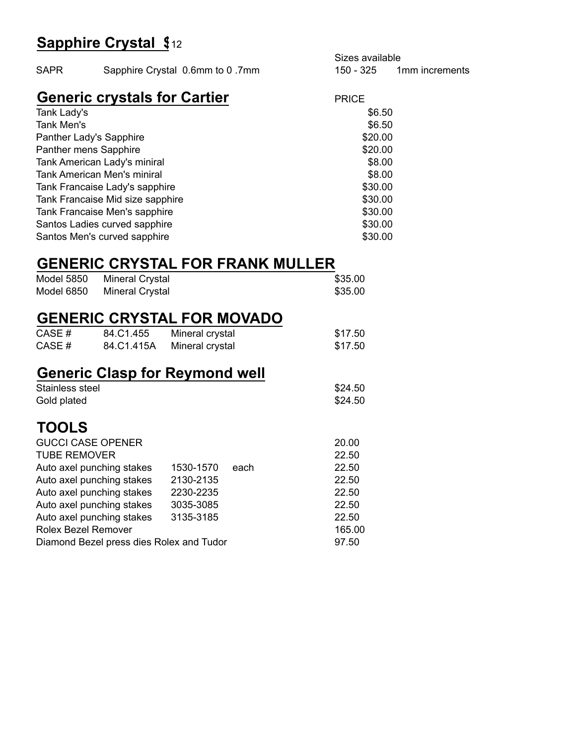## Sapphire Crystal $12

| | | Sizes available | |
|---|---|---|---|
| SAPR | Sapphire Crystal 0.6mm to 0 .7mm | 150 - 325 | 1mm increments |

## Generic crystals for Cartier

| | PRICE |
|---|---|
| Tank Lady's | $6.50 |
| Tank Men's | $6.50 |
| Panther Lady's Sapphire | $20.00 |
| Panther mens Sapphire | $20.00 |
| Tank American Lady's miniral | $8.00 |
| Tank American Men's miniral | $8.00 |
| Tank Francaise Lady's sapphire | $30.00 |
| Tank Francaise Mid size sapphire | $30.00 |
| Tank Francaise Men's sapphire | $30.00 |
| Santos Ladies curved sapphire | $30.00 |
| Santos Men's curved sapphire | $30.00 |

## GENERIC CRYSTAL FOR FRANK MULLER

| | | |
|---|---|---|
| Model 5850 | Mineral Crystal | $35.00 |
| Model 6850 | Mineral Crystal | $35.00 |

## GENERIC CRYSTAL FOR MOVADO

| | | | |
|---|---|---|---|
| CASE # | 84.C1.455 | Mineral crystal | $17.50 |
| CASE # | 84.C1.415A | Mineral crystal | $17.50 |

## Generic Clasp for Reymond well

| | |
|---|---|
| Stainless steel | $24.50 |
| Gold plated | $24.50 |

## TOOLS

| | | | |
|---|---|---|---|
| GUCCI CASE OPENER | | | 20.00 |
| TUBE REMOVER | | | 22.50 |
| Auto axel punching stakes | 1530-1570 | each | 22.50 |
| Auto axel punching stakes | 2130-2135 | | 22.50 |
| Auto axel punching stakes | 2230-2235 | | 22.50 |
| Auto axel punching stakes | 3035-3085 | | 22.50 |
| Auto axel punching stakes | 3135-3185 | | 22.50 |
| Rolex Bezel Remover | | | 165.00 |
| Diamond Bezel press dies Rolex and Tudor | | | 97.50 |